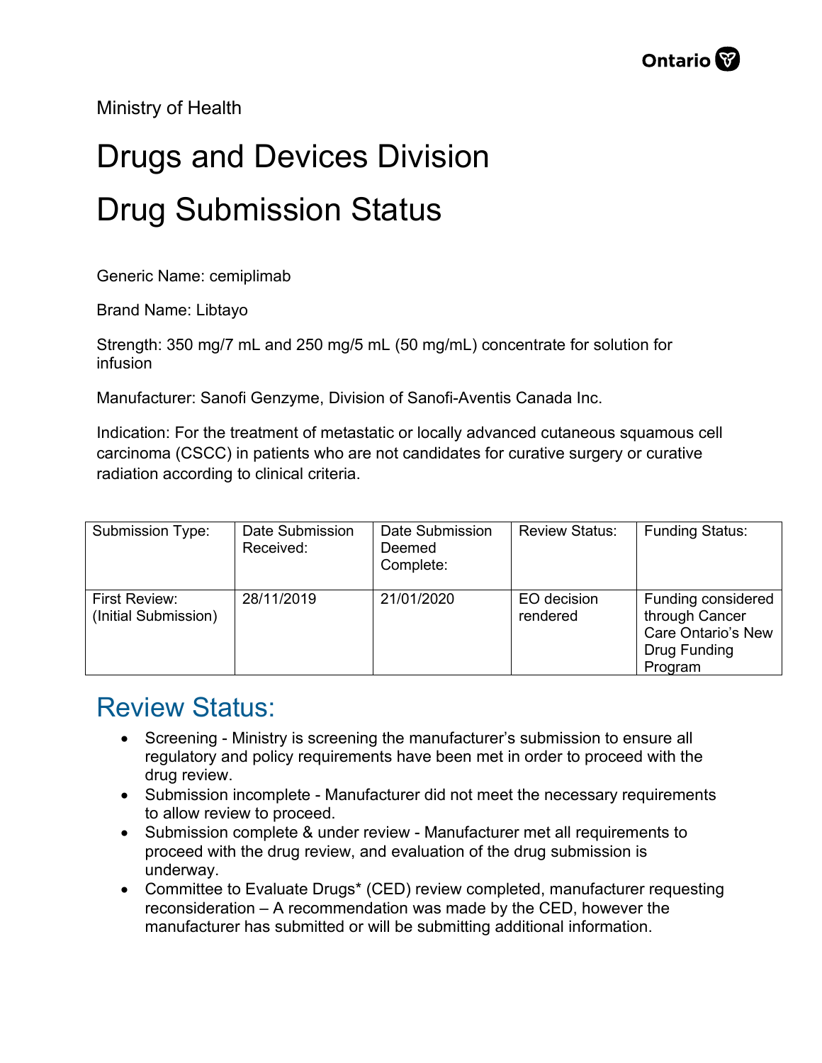Ministry of Health

# Drugs and Devices Division

# Drug Submission Status

Generic Name: cemiplimab

Brand Name: Libtayo

Strength: 350 mg/7 mL and 250 mg/5 mL (50 mg/mL) concentrate for solution for infusion

Manufacturer: Sanofi Genzyme, Division of Sanofi-Aventis Canada Inc.

Indication: For the treatment of metastatic or locally advanced cutaneous squamous cell carcinoma (CSCC) in patients who are not candidates for curative surgery or curative radiation according to clinical criteria.

| Submission Type: | Date Submission Received: | Date Submission Deemed Complete: | Review Status: | Funding Status: |
|---|---|---|---|---|
| First Review: (Initial Submission) | 28/11/2019 | 21/01/2020 | EO decision rendered | Funding considered through Cancer Care Ontario's New Drug Funding Program |

## Review Status:

- Screening - Ministry is screening the manufacturer's submission to ensure all regulatory and policy requirements have been met in order to proceed with the drug review.
- Submission incomplete - Manufacturer did not meet the necessary requirements to allow review to proceed.
- Submission complete & under review - Manufacturer met all requirements to proceed with the drug review, and evaluation of the drug submission is underway.
- Committee to Evaluate Drugs* (CED) review completed, manufacturer requesting reconsideration – A recommendation was made by the CED, however the manufacturer has submitted or will be submitting additional information.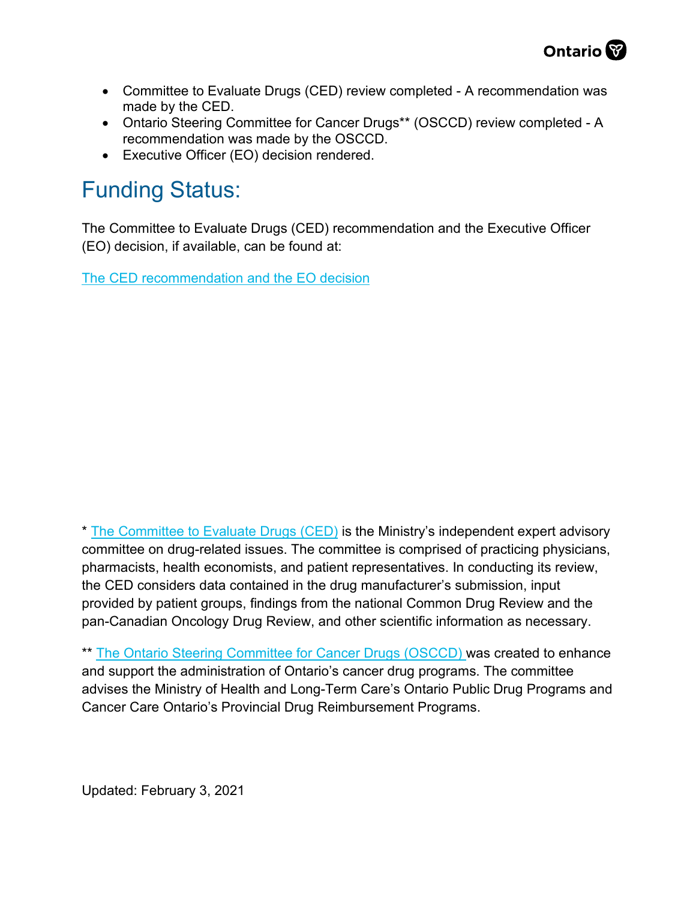- Committee to Evaluate Drugs (CED) review completed - A recommendation was made by the CED.
- Ontario Steering Committee for Cancer Drugs** (OSCCD) review completed - A recommendation was made by the OSCCD.
- Executive Officer (EO) decision rendered.

## Funding Status:

The Committee to Evaluate Drugs (CED) recommendation and the Executive Officer (EO) decision, if available, can be found at:

The CED recommendation and the EO decision

* The Committee to Evaluate Drugs (CED) is the Ministry's independent expert advisory committee on drug-related issues. The committee is comprised of practicing physicians, pharmacists, health economists, and patient representatives. In conducting its review, the CED considers data contained in the drug manufacturer's submission, input provided by patient groups, findings from the national Common Drug Review and the pan-Canadian Oncology Drug Review, and other scientific information as necessary.

** The Ontario Steering Committee for Cancer Drugs (OSCCD) was created to enhance and support the administration of Ontario's cancer drug programs. The committee advises the Ministry of Health and Long-Term Care's Ontario Public Drug Programs and Cancer Care Ontario's Provincial Drug Reimbursement Programs.

Updated: February 3, 2021